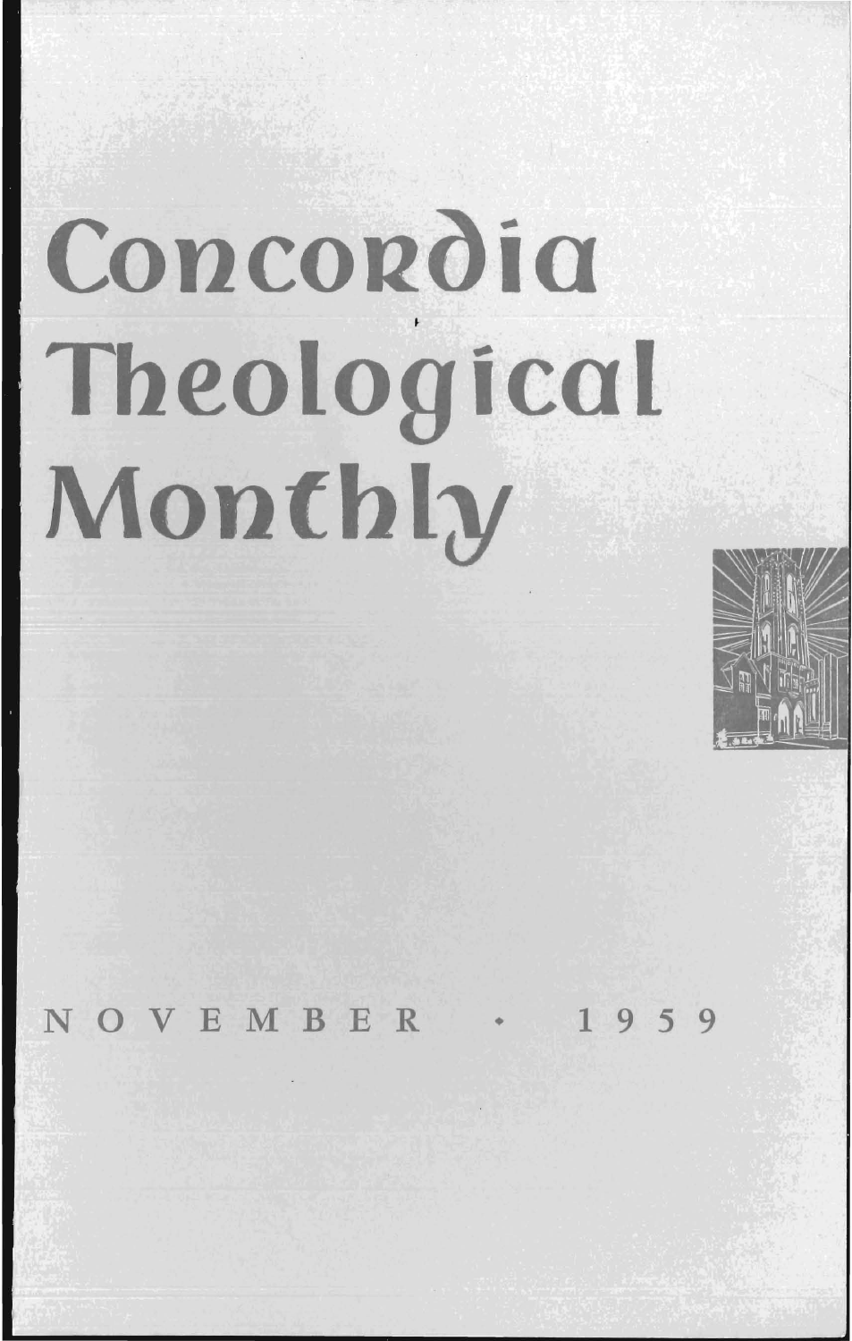# Concordia Theological Monthly

NOVEMBER • 1959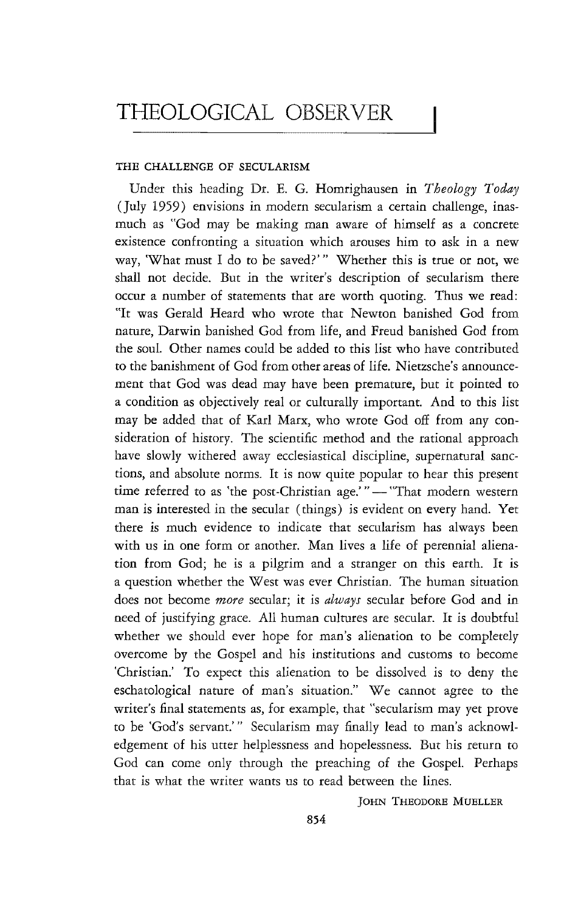# THEOLOGICAL OBSERVER

## THE CHALLENGE OF SECULARISM

Under this heading Dr. E. G. Homrighausen in *Theology Today* (July 1959) envisions in modern secularism a certain challenge, inasmuch as "God may be making man aware of himself as a concrete existence confronting a situation which arouses him to ask in a new way, 'What must I do to be saved?'" Whether this is true or not, we shall not decide. But in the writer's description of secularism there occur a number of statements that are worth quoting. Thus we read: "It was Gerald Heard who wrote that Newton banished God from nature, Darwin banished God from life, and Freud banished God from the soul. Other names could be added to this list who have contributed to the banishment of God from other areas of life. Nietzsche's announcement that God was dead may have been premature, but it pointed to a condition as objectively real or culturally important. And to this list may be added that of Karl Marx, who wrote God off from any consideration of history. The scientific method and the rational approach have slowly withered away ecclesiastical discipline, supernatural sanctions, and absolute norms. It is now quite popular to hear this present time referred to as 'the post-Christian age.'" — "That modern western man is interested in the secular (things) is evident on every hand. Yet there is much evidence to indicate that secularism has always been with us in one form or another. Man lives a life of perennial alienation from God; he is a pilgrim and a stranger on this earth. It is a question whether the West was ever Christian. The human situation does not become *more* secular; it is *always* secular before God and in need of justifying grace. All human cultures are secular. It is doubtful whether we should ever hope for man's alienation to be completely overcome by the Gospel and his institutions and customs to become 'Christian.' To expect this alienation to be dissolved is to deny the eschatological nature of man's situation." We cannot agree to the writer's final statements as, for example, that "secularism may yet prove to be 'God's servant.'" Secularism may finally lead to man's acknowledgement of his utter helplessness and hopelessness. But his return to God can come only through the preaching of the Gospel. Perhaps that is what the writer wants us to read between the lines.

JOHN THEODORE MUELLER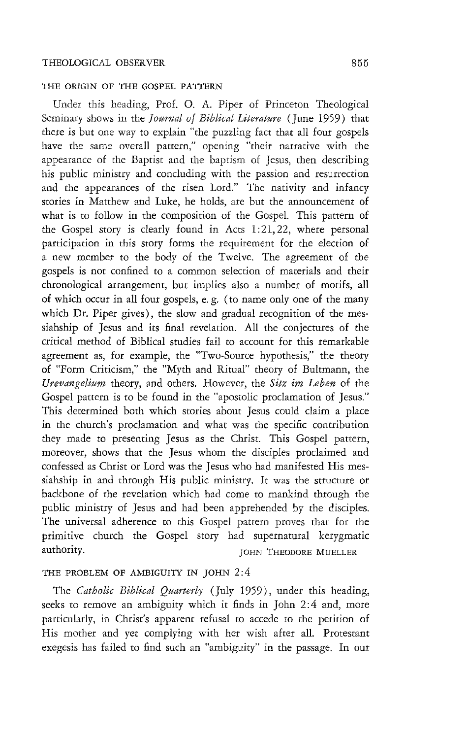## THE ORIGIN OF THE GOSPEL PATTERN

Under this heading, Prof. O. A. Piper of Princeton Theological Seminary shows in the *Journal of Biblical Literature* (June 1959) that there is but one way to explain "the puzzling fact that all four gospels have the same overall pattern," opening "their narrative with the appearance of the Baptist and the baptism of Jesus, then describing his public ministry and concluding with the passion and resurrection and the appearances of the risen Lord." The nativity and infancy stories in Matthew and Luke, he holds, are but the announcement of what is to follow in the composition of the Gospel. This pattern of the Gospel story is clearly found in Acts 1:21, 22, where personal participation in this story forms the requirement for the election of a new member to the body of the Twelve. The agreement of the gospels is not confined to a common selection of materials and their chronological arrangement, but implies also a number of motifs, all of which occur in all four gospels, e. g. (to name only one of the many which Dr. Piper gives), the slow and gradual recognition of the messiahship of Jesus and its final revelation. All the conjectures of the critical method of Biblical studies fail to account for this remarkable agreement as, for example, the "Two-Source hypothesis," the theory of "Form Criticism," the "Myth and Ritual" theory of Bultmann, the *Urevangelium* theory, and others. However, the *Sitz im Leben* of the Gospel pattern is to be found in the "apostolic proclamation of Jesus." This determined both which stories about Jesus could claim a place in the church's proclamation and what was the specific contribution they made to presenting Jesus as the Christ. This Gospel pattern, moreover, shows that the Jesus whom the disciples proclaimed and confessed as Christ or Lord was the Jesus who had manifested His messiahship in and through His public ministry. It was the structure or backbone of the revelation which had come to mankind through the public ministry of Jesus and had been apprehended by the disciples. The universal adherence to this Gospel pattern proves that for the primitive church the Gospel story had supernatural kerygmatic authority.

JOHN THEODORE MUELLER

## THE PROBLEM OF AMBIGUITY IN JOHN 2:4

The *Catholic Biblical Quarterly* (July 1959), under this heading, seeks to remove an ambiguity which it finds in John 2:4 and, more particularly, in Christ's apparent refusal to accede to the petition of His mother and yet complying with her wish after all. Protestant exegesis has failed to find such an "ambiguity" in the passage. In our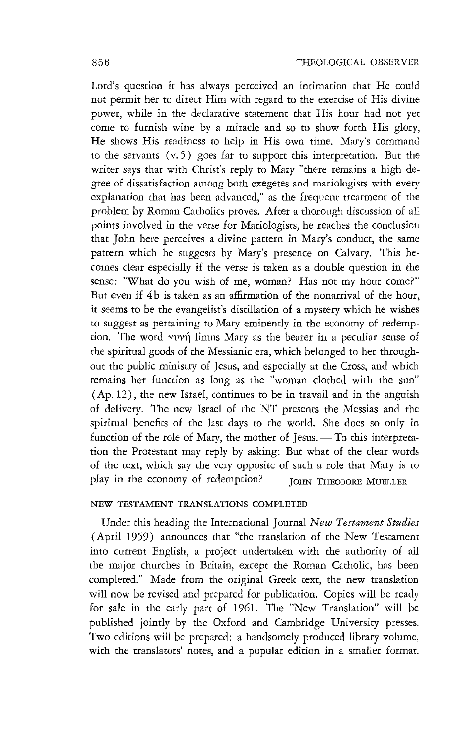Lord's question it has always perceived an intimation that He could not permit her to direct Him with regard to the exercise of His divine power, while in the declarative statement that His hour had not yet come to furnish wine by a miracle and so to show forth His glory, He shows His readiness to help in His own time. Mary's command to the servants (v. 5) goes far to support this interpretation. But the writer says that with Christ's reply to Mary "there remains a high degree of dissatisfaction among both exegetes and mariologists with every explanation that has been advanced," as the frequent treatment of the problem by Roman Catholics proves. After a thorough discussion of all points involved in the verse for Mariologists, he reaches the conclusion that John here perceives a divine pattern in Mary's conduct, the same pattern which he suggests by Mary's presence on Calvary. This becomes clear especially if the verse is taken as a double question in the sense: "What do you wish of me, woman? Has not my hour come?" But even if 4b is taken as an affirmation of the nonarrival of the hour, it seems to be the evangelist's distillation of a mystery which he wishes to suggest as pertaining to Mary eminently in the economy of redemption. The word γυνή limns Mary as the bearer in a peculiar sense of the spiritual goods of the Messianic era, which belonged to her throughout the public ministry of Jesus, and especially at the Cross, and which remains her function as long as the "woman clothed with the sun" (Ap. 12), the new Israel, continues to be in travail and in the anguish of delivery. The new Israel of the NT presents the Messias and the spiritual benefits of the last days to the world. She does so only in function of the role of Mary, the mother of Jesus. — To this interpretation the Protestant may reply by asking: But what of the clear words of the text, which say the very opposite of such a role that Mary is to play in the economy of redemption?

JOHN THEODORE MUELLER

## NEW TESTAMENT TRANSLATIONS COMPLETED

Under this heading the International Journal *New Testament Studies* (April 1959) announces that "the translation of the New Testament into current English, a project undertaken with the authority of all the major churches in Britain, except the Roman Catholic, has been completed." Made from the original Greek text, the new translation will now be revised and prepared for publication. Copies will be ready for sale in the early part of 1961. The "New Translation" will be published jointly by the Oxford and Cambridge University presses. Two editions will be prepared: a handsomely produced library volume, with the translators' notes, and a popular edition in a smaller format.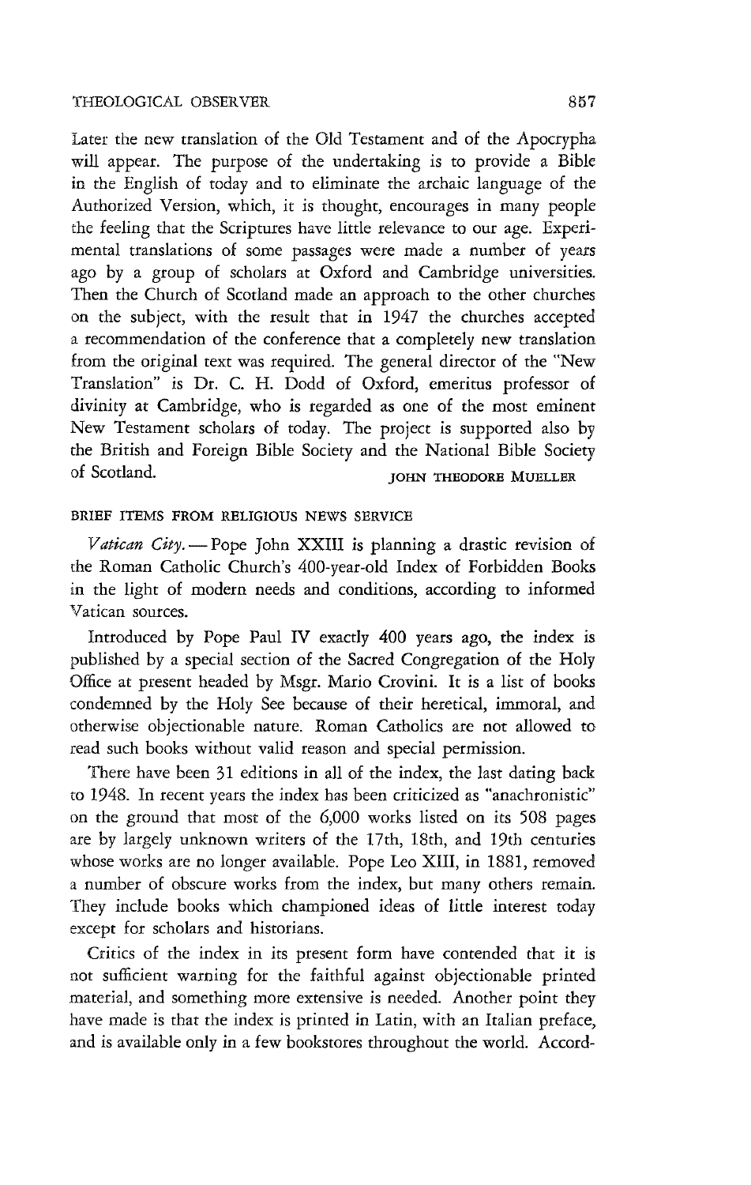Later the new translation of the Old Testament and of the Apocrypha will appear. The purpose of the undertaking is to provide a Bible in the English of today and to eliminate the archaic language of the Authorized Version, which, it is thought, encourages in many people the feeling that the Scriptures have little relevance to our age. Experimental translations of some passages were made a number of years ago by a group of scholars at Oxford and Cambridge universities. Then the Church of Scotland made an approach to the other churches on the subject, with the result that in 1947 the churches accepted a recommendation of the conference that a completely new translation from the original text was required. The general director of the "New Translation" is Dr. C. H. Dodd of Oxford, emeritus professor of divinity at Cambridge, who is regarded as one of the most eminent New Testament scholars of today. The project is supported also by the British and Foreign Bible Society and the National Bible Society of Scotland.

JOHN THEODORE MUELLER

## BRIEF ITEMS FROM RELIGIOUS NEWS SERVICE

*Vatican City.* — Pope John XXIII is planning a drastic revision of the Roman Catholic Church's 400-year-old Index of Forbidden Books in the light of modern needs and conditions, according to informed Vatican sources.

Introduced by Pope Paul IV exactly 400 years ago, the index is published by a special section of the Sacred Congregation of the Holy Office at present headed by Msgr. Mario Crovini. It is a list of books condemned by the Holy See because of their heretical, immoral, and otherwise objectionable nature. Roman Catholics are not allowed to read such books without valid reason and special permission.

There have been 31 editions in all of the index, the last dating back to 1948. In recent years the index has been criticized as "anachronistic" on the ground that most of the 6,000 works listed on its 508 pages are by largely unknown writers of the 17th, 18th, and 19th centuries whose works are no longer available. Pope Leo XIII, in 1881, removed a number of obscure works from the index, but many others remain. They include books which championed ideas of little interest today except for scholars and historians.

Critics of the index in its present form have contended that it is not sufficient warning for the faithful against objectionable printed material, and something more extensive is needed. Another point they have made is that the index is printed in Latin, with an Italian preface, and is available only in a few bookstores throughout the world. Accord-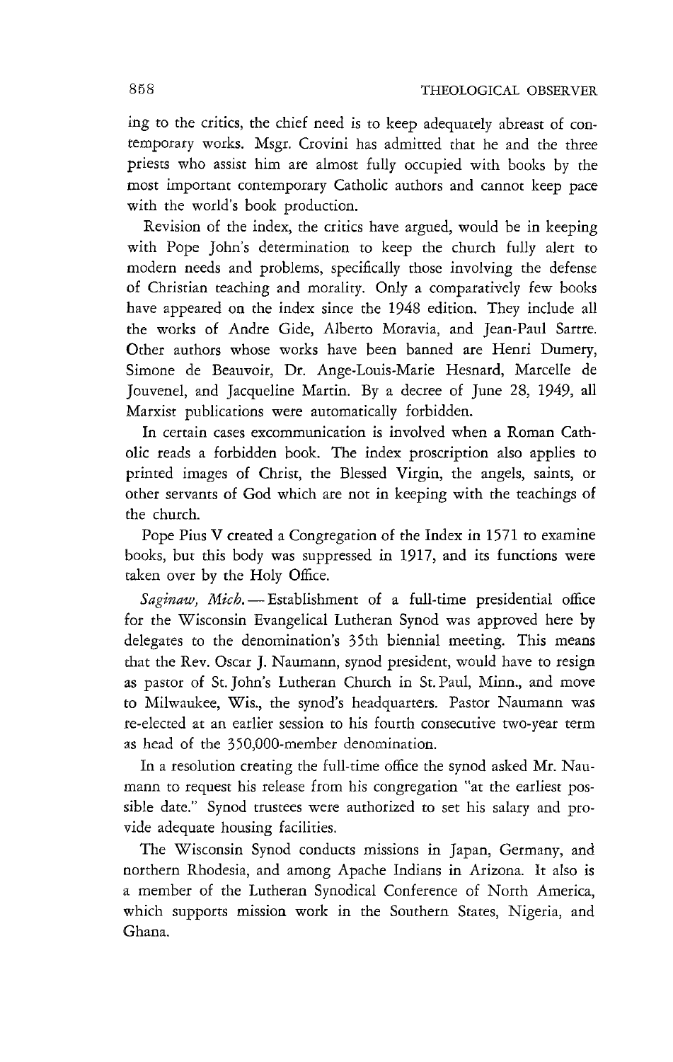ing to the critics, the chief need is to keep adequately abreast of contemporary works. Msgr. Crovini has admitted that he and the three priests who assist him are almost fully occupied with books by the most important contemporary Catholic authors and cannot keep pace with the world's book production.

Revision of the index, the critics have argued, would be in keeping with Pope John's determination to keep the church fully alert to modern needs and problems, specifically those involving the defense of Christian teaching and morality. Only a comparatively few books have appeared on the index since the 1948 edition. They include all the works of Andre Gide, Alberto Moravia, and Jean-Paul Sartre. Other authors whose works have been banned are Henri Dumery, Simone de Beauvoir, Dr. Ange-Louis-Marie Hesnard, Marcelle de Jouvenel, and Jacqueline Martin. By a decree of June 28, 1949, all Marxist publications were automatically forbidden.

In certain cases excommunication is involved when a Roman Catholic reads a forbidden book. The index proscription also applies to printed images of Christ, the Blessed Virgin, the angels, saints, or other servants of God which are not in keeping with the teachings of the church.

Pope Pius V created a Congregation of the Index in 1571 to examine books, but this body was suppressed in 1917, and its functions were taken over by the Holy Office.

*Saginaw, Mich.* — Establishment of a full-time presidential office for the Wisconsin Evangelical Lutheran Synod was approved here by delegates to the denomination's 35th biennial meeting. This means that the Rev. Oscar J. Naumann, synod president, would have to resign as pastor of St. John's Lutheran Church in St. Paul, Minn., and move to Milwaukee, Wis., the synod's headquarters. Pastor Naumann was re-elected at an earlier session to his fourth consecutive two-year term as head of the 350,000-member denomination.

In a resolution creating the full-time office the synod asked Mr. Naumann to request his release from his congregation "at the earliest possible date." Synod trustees were authorized to set his salary and provide adequate housing facilities.

The Wisconsin Synod conducts missions in Japan, Germany, and northern Rhodesia, and among Apache Indians in Arizona. It also is a member of the Lutheran Synodical Conference of North America, which supports mission work in the Southern States, Nigeria, and Ghana.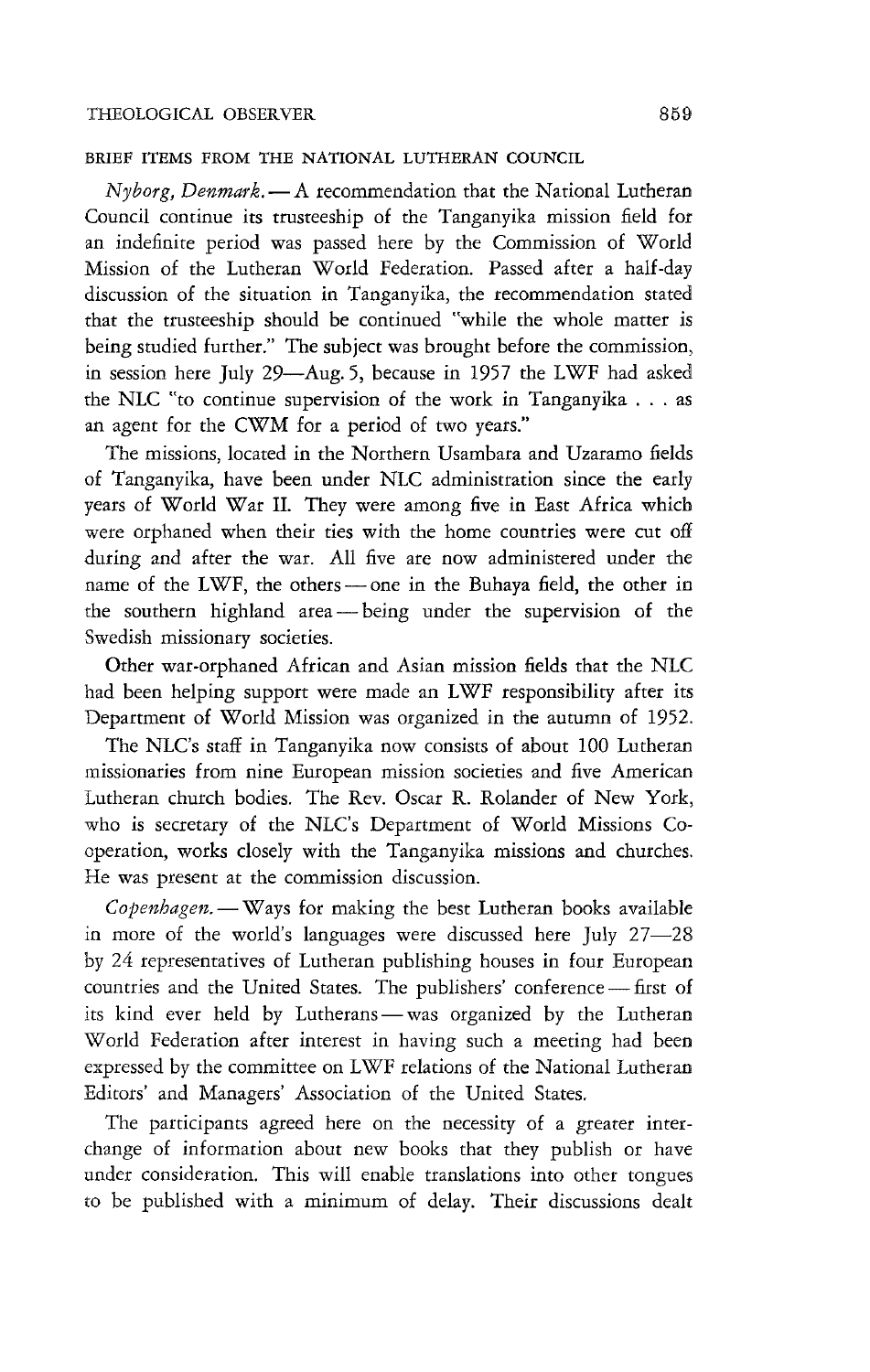BRIEF ITEMS FROM THE NATIONAL LUTHERAN COUNCIL

*Nyborg, Denmark.* — A recommendation that the National Lutheran Council continue its trusteeship of the Tanganyika mission field for an indefinite period was passed here by the Commission of World Mission of the Lutheran World Federation. Passed after a half-day discussion of the situation in Tanganyika, the recommendation stated that the trusteeship should be continued "while the whole matter is being studied further." The subject was brought before the commission, in session here July 29—Aug. 5, because in 1957 the LWF had asked the NLC "to continue supervision of the work in Tanganyika . . . as an agent for the CWM for a period of two years."

The missions, located in the Northern Usambara and Uzaramo fields of Tanganyika, have been under NLC administration since the early years of World War II. They were among five in East Africa which were orphaned when their ties with the home countries were cut off during and after the war. All five are now administered under the name of the LWF, the others — one in the Buhaya field, the other in the southern highland area — being under the supervision of the Swedish missionary societies.

Other war-orphaned African and Asian mission fields that the NLC had been helping support were made an LWF responsibility after its Department of World Mission was organized in the autumn of 1952.

The NLC's staff in Tanganyika now consists of about 100 Lutheran missionaries from nine European mission societies and five American Lutheran church bodies. The Rev. Oscar R. Rolander of New York, who is secretary of the NLC's Department of World Missions Co-operation, works closely with the Tanganyika missions and churches. He was present at the commission discussion.

*Copenhagen.* — Ways for making the best Lutheran books available in more of the world's languages were discussed here July 27—28 by 24 representatives of Lutheran publishing houses in four European countries and the United States. The publishers' conference — first of its kind ever held by Lutherans — was organized by the Lutheran World Federation after interest in having such a meeting had been expressed by the committee on LWF relations of the National Lutheran Editors' and Managers' Association of the United States.

The participants agreed here on the necessity of a greater interchange of information about new books that they publish or have under consideration. This will enable translations into other tongues to be published with a minimum of delay. Their discussions dealt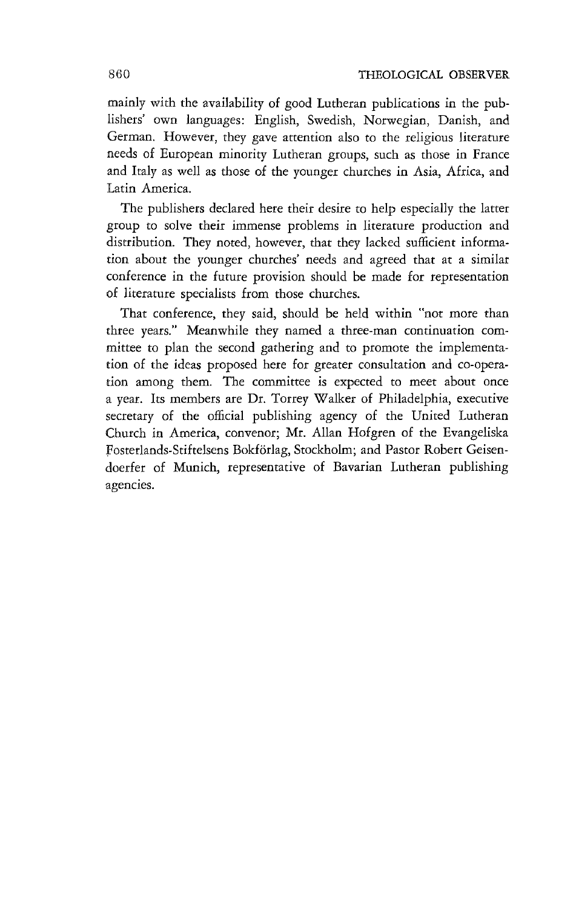mainly with the availability of good Lutheran publications in the publishers' own languages: English, Swedish, Norwegian, Danish, and German. However, they gave attention also to the religious literature needs of European minority Lutheran groups, such as those in France and Italy as well as those of the younger churches in Asia, Africa, and Latin America.

The publishers declared here their desire to help especially the latter group to solve their immense problems in literature production and distribution. They noted, however, that they lacked sufficient information about the younger churches' needs and agreed that at a similar conference in the future provision should be made for representation of literature specialists from those churches.

That conference, they said, should be held within "not more than three years." Meanwhile they named a three-man continuation committee to plan the second gathering and to promote the implementation of the ideas proposed here for greater consultation and co-operation among them. The committee is expected to meet about once a year. Its members are Dr. Torrey Walker of Philadelphia, executive secretary of the official publishing agency of the United Lutheran Church in America, convenor; Mr. Allan Hofgren of the Evangeliska Fosterlands-Stiftelsens Bokförlag, Stockholm; and Pastor Robert Geisendoerfer of Munich, representative of Bavarian Lutheran publishing agencies.